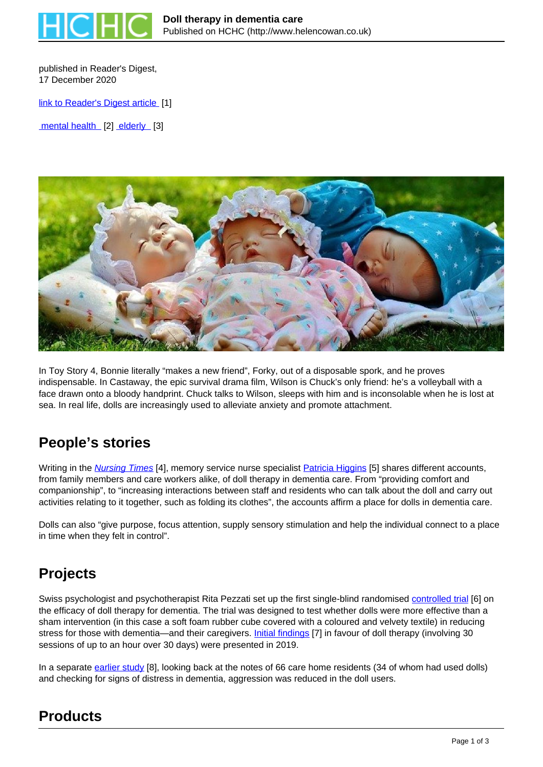published in Reader's Digest,
17 December 2020

link to Reader's Digest article [1]

mental health [2] elderly [3]

In Toy Story 4, Bonnie literally "makes a new friend", Forky, out of a disposable spork, and he proves indispensable. In Castaway, the epic survival drama film, Wilson is Chuck's only friend: he's a volleyball with a face drawn onto a bloody handprint. Chuck talks to Wilson, sleeps with him and is inconsolable when he is lost at sea. In real life, dolls are increasingly used to alleviate anxiety and promote attachment.

## People's stories

Writing in the *Nursing Times* [4], memory service nurse specialist Patricia Higgins [5] shares different accounts, from family members and care workers alike, of doll therapy in dementia care. From "providing comfort and companionship", to "increasing interactions between staff and residents who can talk about the doll and carry out activities relating to it together, such as folding its clothes", the accounts affirm a place for dolls in dementia care.

Dolls can also "give purpose, focus attention, supply sensory stimulation and help the individual connect to a place in time when they felt in control".

## Projects

Swiss psychologist and psychotherapist Rita Pezzati set up the first single-blind randomised controlled trial [6] on the efficacy of doll therapy for dementia. The trial was designed to test whether dolls were more effective than a sham intervention (in this case a soft foam rubber cube covered with a coloured and velvety textile) in reducing stress for those with dementia—and their caregivers. Initial findings [7] in favour of doll therapy (involving 30 sessions of up to an hour over 30 days) were presented in 2019.

In a separate earlier study [8], looking back at the notes of 66 care home residents (34 of whom had used dolls) and checking for signs of distress in dementia, aggression was reduced in the doll users.

## Products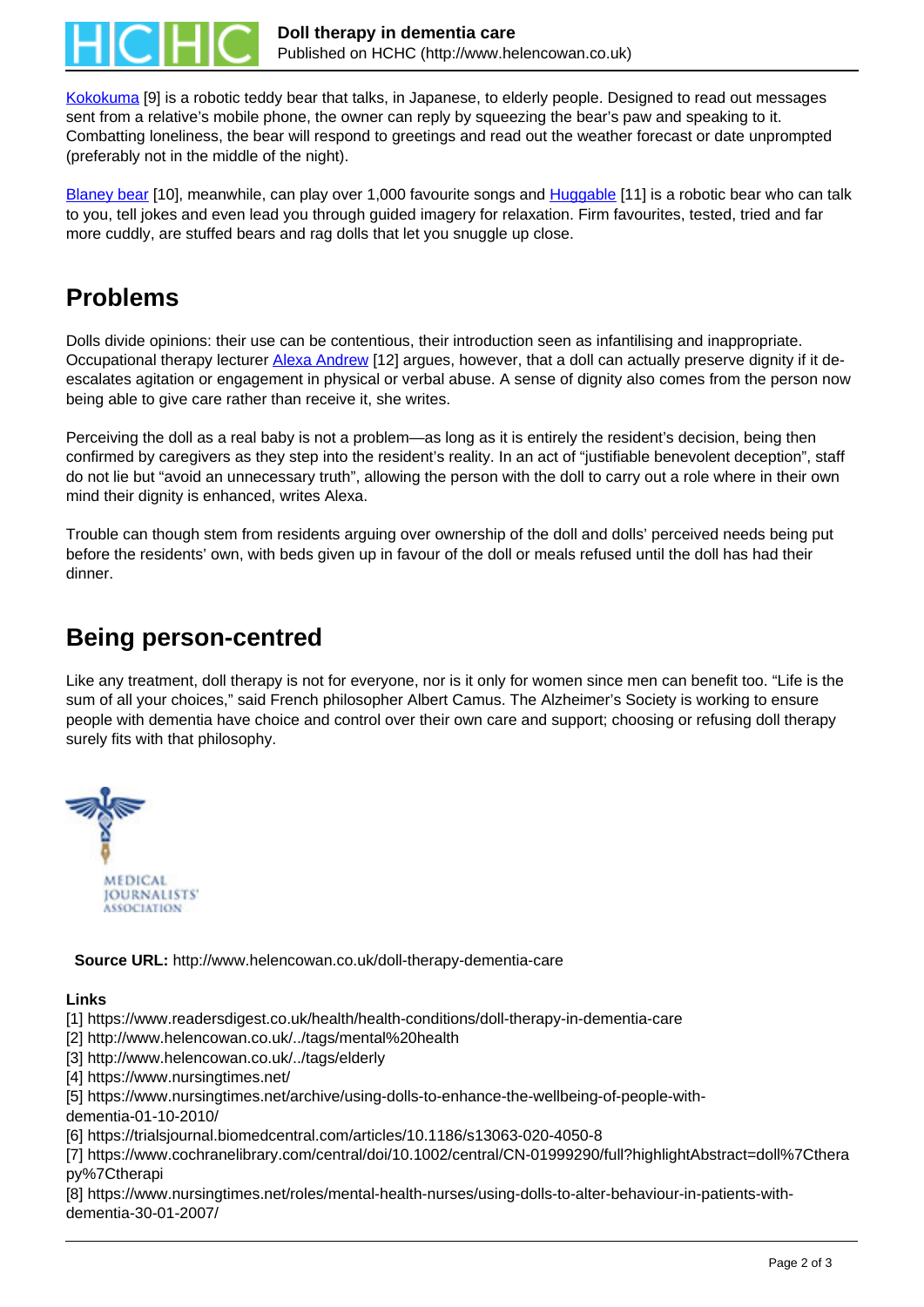Kokokuma [9] is a robotic teddy bear that talks, in Japanese, to elderly people. Designed to read out messages sent from a relative's mobile phone, the owner can reply by squeezing the bear's paw and speaking to it. Combatting loneliness, the bear will respond to greetings and read out the weather forecast or date unprompted (preferably not in the middle of the night).

Blaney bear [10], meanwhile, can play over 1,000 favourite songs and Huggable [11] is a robotic bear who can talk to you, tell jokes and even lead you through guided imagery for relaxation. Firm favourites, tested, tried and far more cuddly, are stuffed bears and rag dolls that let you snuggle up close.

## Problems

Dolls divide opinions: their use can be contentious, their introduction seen as infantilising and inappropriate. Occupational therapy lecturer Alexa Andrew [12] argues, however, that a doll can actually preserve dignity if it de-escalates agitation or engagement in physical or verbal abuse. A sense of dignity also comes from the person now being able to give care rather than receive it, she writes.

Perceiving the doll as a real baby is not a problem—as long as it is entirely the resident's decision, being then confirmed by caregivers as they step into the resident's reality. In an act of "justifiable benevolent deception", staff do not lie but "avoid an unnecessary truth", allowing the person with the doll to carry out a role where in their own mind their dignity is enhanced, writes Alexa.

Trouble can though stem from residents arguing over ownership of the doll and dolls' perceived needs being put before the residents' own, with beds given up in favour of the doll or meals refused until the doll has had their dinner.

## Being person-centred

Like any treatment, doll therapy is not for everyone, nor is it only for women since men can benefit too. "Life is the sum of all your choices," said French philosopher Albert Camus. The Alzheimer's Society is working to ensure people with dementia have choice and control over their own care and support; choosing or refusing doll therapy surely fits with that philosophy.

MEDICAL JOURNALISTS' ASSOCIATION

**Source URL:** http://www.helencowan.co.uk/doll-therapy-dementia-care

**Links**

[1] https://www.readersdigest.co.uk/health/health-conditions/doll-therapy-in-dementia-care
[2] http://www.helencowan.co.uk/../tags/mental%20health
[3] http://www.helencowan.co.uk/../tags/elderly
[4] https://www.nursingtimes.net/
[5] https://www.nursingtimes.net/archive/using-dolls-to-enhance-the-wellbeing-of-people-with-dementia-01-10-2010/
[6] https://trialsjournal.biomedcentral.com/articles/10.1186/s13063-020-4050-8
[7] https://www.cochranelibrary.com/central/doi/10.1002/central/CN-01999290/full?highlightAbstract=doll%7Ctherapy%7Ctherapi
[8] https://www.nursingtimes.net/roles/mental-health-nurses/using-dolls-to-alter-behaviour-in-patients-with-dementia-30-01-2007/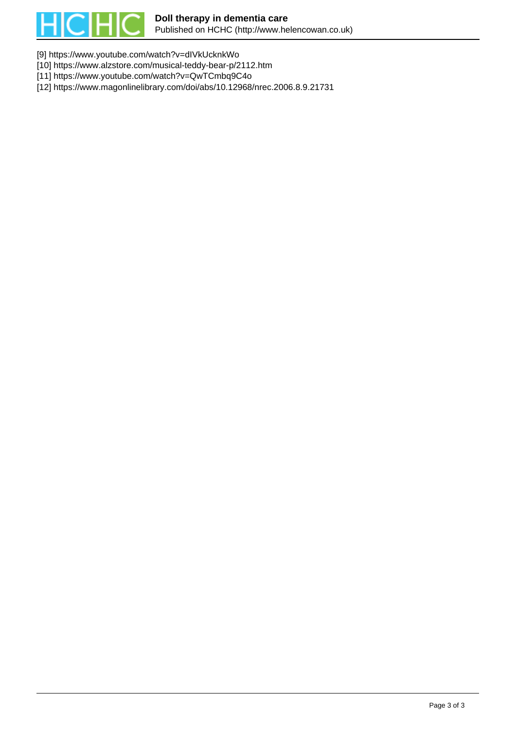[9] https://www.youtube.com/watch?v=dIVkUcknkWo
[10] https://www.alzstore.com/musical-teddy-bear-p/2112.htm
[11] https://www.youtube.com/watch?v=QwTCmbq9C4o
[12] https://www.magonlinelibrary.com/doi/abs/10.12968/nrec.2006.8.9.21731